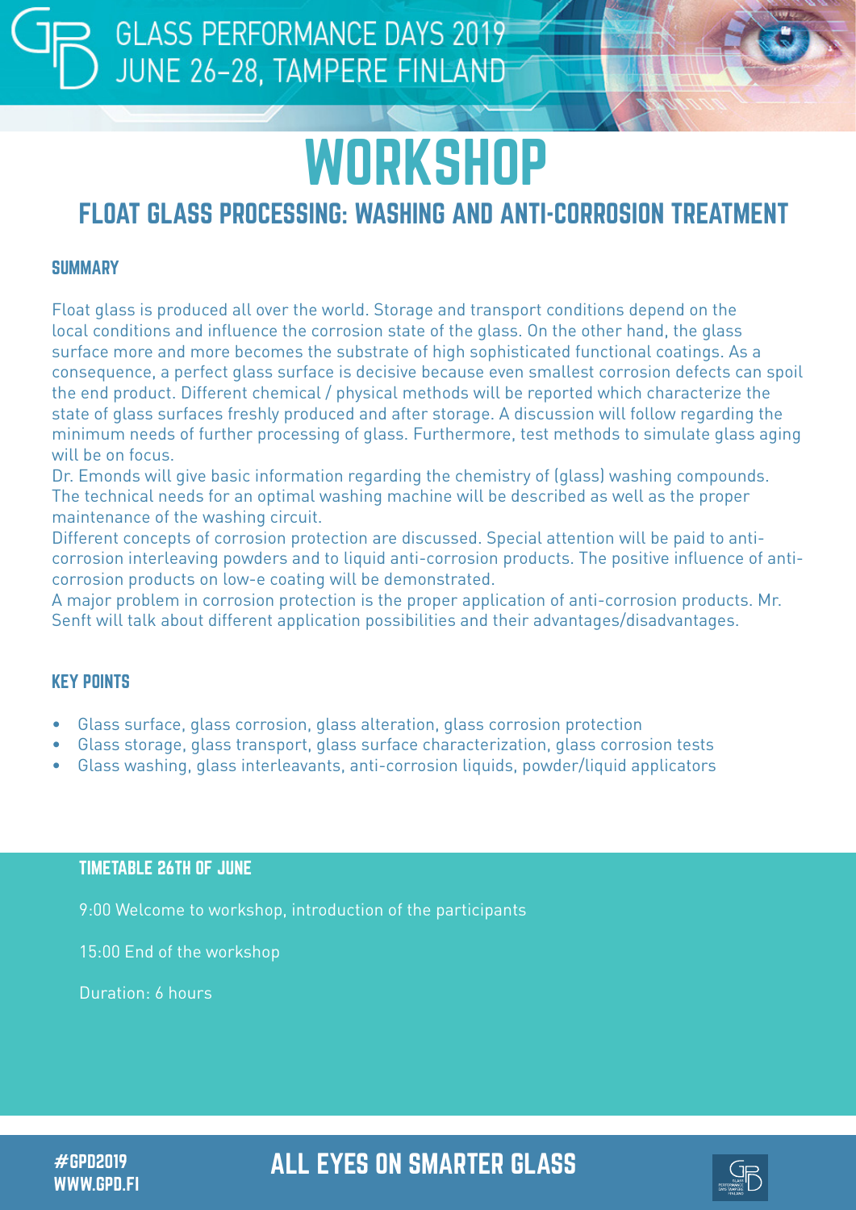GLASS PERFORMANCE DAYS 2019
JUNE 26–28, TAMPERE FINLAND

# WORKSHOP

## FLOAT GLASS PROCESSING: WASHING AND ANTI-CORROSION TREATMENT

### SUMMARY

Float glass is produced all over the world. Storage and transport conditions depend on the local conditions and influence the corrosion state of the glass. On the other hand, the glass surface more and more becomes the substrate of high sophisticated functional coatings. As a consequence, a perfect glass surface is decisive because even smallest corrosion defects can spoil the end product. Different chemical / physical methods will be reported which characterize the state of glass surfaces freshly produced and after storage. A discussion will follow regarding the minimum needs of further processing of glass. Furthermore, test methods to simulate glass aging will be on focus.

Dr. Emonds will give basic information regarding the chemistry of (glass) washing compounds. The technical needs for an optimal washing machine will be described as well as the proper maintenance of the washing circuit.

Different concepts of corrosion protection are discussed. Special attention will be paid to anti-corrosion interleaving powders and to liquid anti-corrosion products. The positive influence of anti-corrosion products on low-e coating will be demonstrated.

A major problem in corrosion protection is the proper application of anti-corrosion products. Mr. Senft will talk about different application possibilities and their advantages/disadvantages.

### KEY POINTS

- Glass surface, glass corrosion, glass alteration, glass corrosion protection
- Glass storage, glass transport, glass surface characterization, glass corrosion tests
- Glass washing, glass interleavants, anti-corrosion liquids, powder/liquid applicators

### TIMETABLE 26TH OF JUNE

9:00 Welcome to workshop, introduction of the participants

15:00 End of the workshop

Duration: 6 hours

#GPD2019
WWW.GPD.FI

ALL EYES ON SMARTER GLASS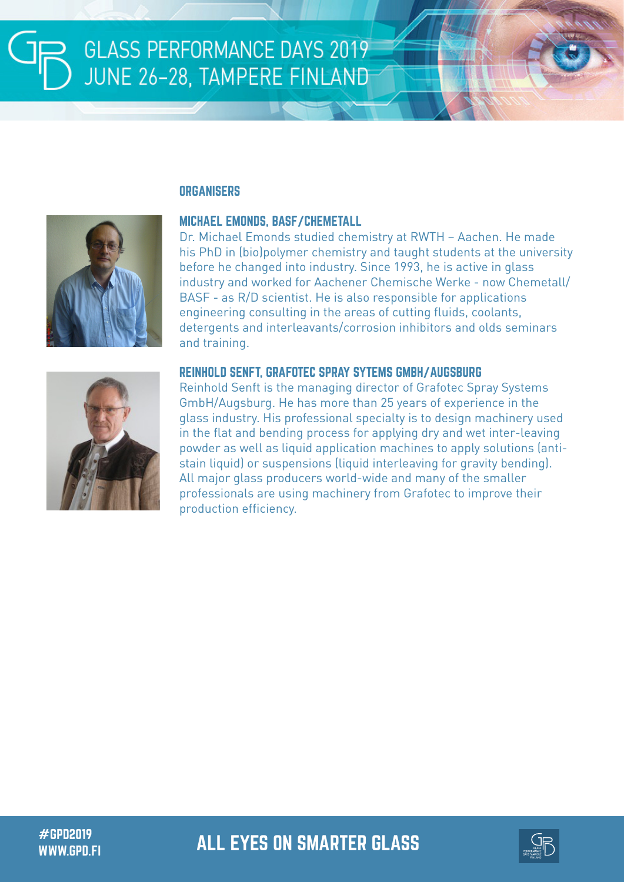## ORGANISERS

### MICHAEL EMONDS, BASF/CHEMETALL

Dr. Michael Emonds studied chemistry at RWTH – Aachen. He made his PhD in (bio)polymer chemistry and taught students at the university before he changed into industry. Since 1993, he is active in glass industry and worked for Aachener Chemische Werke - now Chemetall/ BASF - as R/D scientist. He is also responsible for applications engineering consulting in the areas of cutting fluids, coolants, detergents and interleavants/corrosion inhibitors and olds seminars and training.

### REINHOLD SENFT, GRAFOTEC SPRAY SYTEMS GMBH/AUGSBURG

Reinhold Senft is the managing director of Grafotec Spray Systems GmbH/Augsburg. He has more than 25 years of experience in the glass industry. His professional specialty is to design machinery used in the flat and bending process for applying dry and wet inter-leaving powder as well as liquid application machines to apply solutions (anti-stain liquid) or suspensions (liquid interleaving for gravity bending). All major glass producers world-wide and many of the smaller professionals are using machinery from Grafotec to improve their production efficiency.